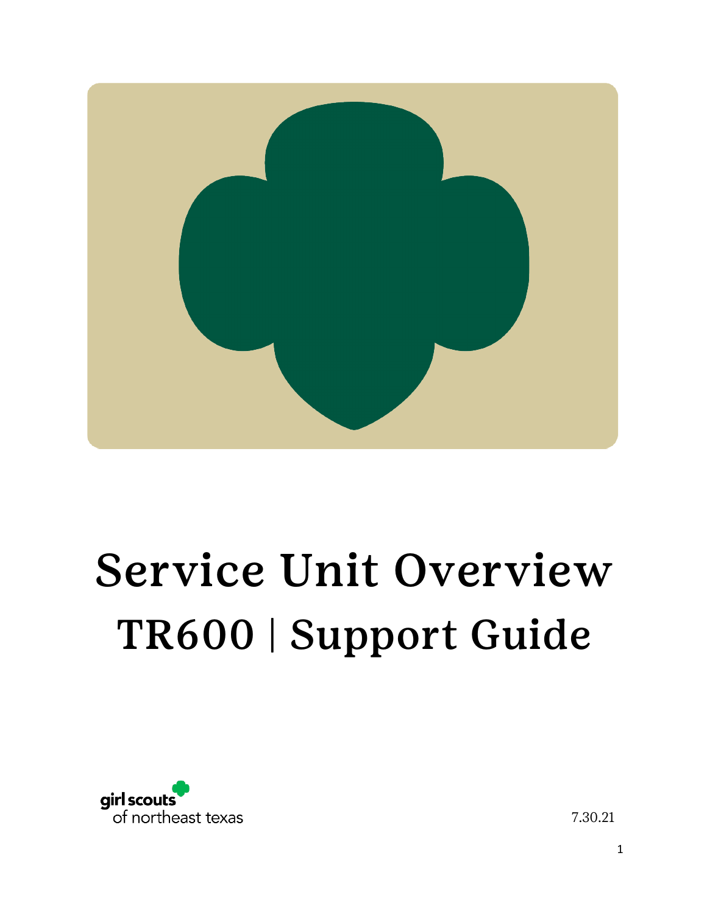# Service Unit Overview

## TR600 | Support Guide

girl scouts of northeast texas

7.30.21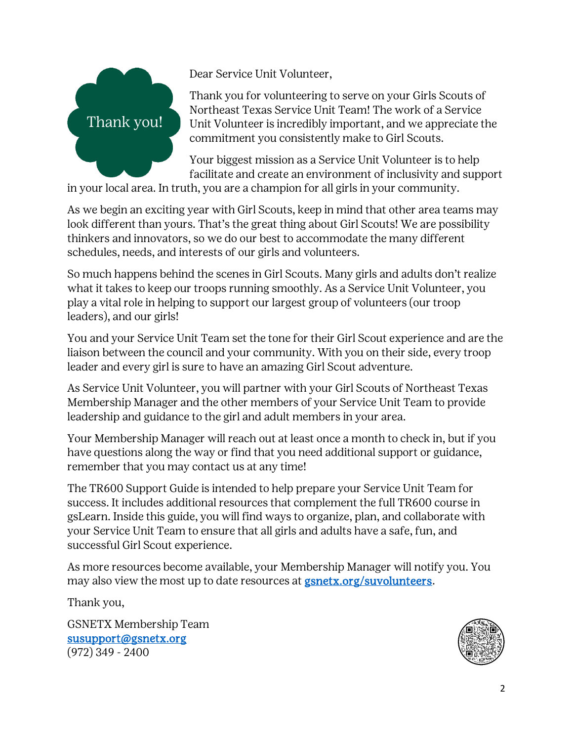Thank you!

Dear Service Unit Volunteer,

Thank you for volunteering to serve on your Girls Scouts of Northeast Texas Service Unit Team! The work of a Service Unit Volunteer is incredibly important, and we appreciate the commitment you consistently make to Girl Scouts.

Your biggest mission as a Service Unit Volunteer is to help facilitate and create an environment of inclusivity and support in your local area. In truth, you are a champion for all girls in your community.

As we begin an exciting year with Girl Scouts, keep in mind that other area teams may look different than yours. That's the great thing about Girl Scouts! We are possibility thinkers and innovators, so we do our best to accommodate the many different schedules, needs, and interests of our girls and volunteers.

So much happens behind the scenes in Girl Scouts. Many girls and adults don't realize what it takes to keep our troops running smoothly. As a Service Unit Volunteer, you play a vital role in helping to support our largest group of volunteers (our troop leaders), and our girls!

You and your Service Unit Team set the tone for their Girl Scout experience and are the liaison between the council and your community. With you on their side, every troop leader and every girl is sure to have an amazing Girl Scout adventure.

As Service Unit Volunteer, you will partner with your Girl Scouts of Northeast Texas Membership Manager and the other members of your Service Unit Team to provide leadership and guidance to the girl and adult members in your area.

Your Membership Manager will reach out at least once a month to check in, but if you have questions along the way or find that you need additional support or guidance, remember that you may contact us at any time!

The TR600 Support Guide is intended to help prepare your Service Unit Team for success. It includes additional resources that complement the full TR600 course in gsLearn. Inside this guide, you will find ways to organize, plan, and collaborate with your Service Unit Team to ensure that all girls and adults have a safe, fun, and successful Girl Scout experience.

As more resources become available, your Membership Manager will notify you. You may also view the most up to date resources at [gsnetx.org/suvolunteers](gsnetx.org/suvolunteers).

Thank you,

GSNETX Membership Team
[susupport@gsnetx.org](mailto:susupport@gsnetx.org)
(972) 349 - 2400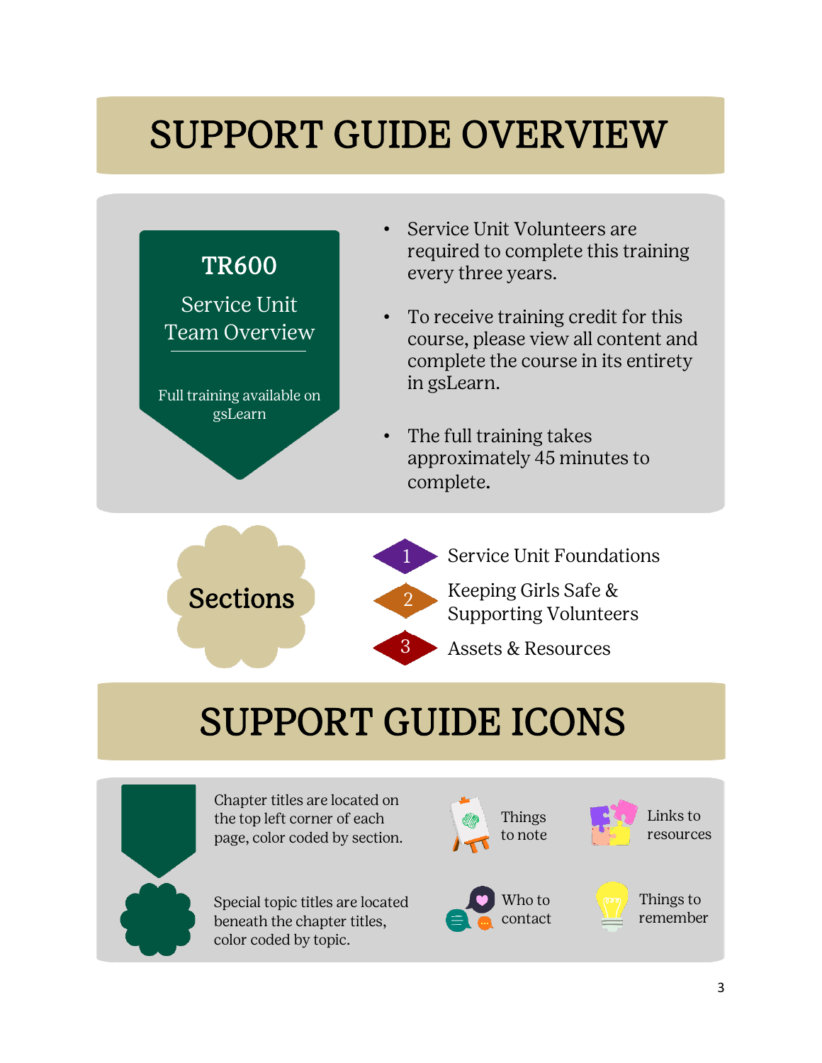# SUPPORT GUIDE OVERVIEW

**TR600**

Service Unit Team Overview

Full training available on gsLearn

- Service Unit Volunteers are required to complete this training every three years.
- To receive training credit for this course, please view all content and complete the course in its entirety in gsLearn.
- The full training takes approximately 45 minutes to complete.

## Sections

1. Service Unit Foundations
2. Keeping Girls Safe & Supporting Volunteers
3. Assets & Resources

# SUPPORT GUIDE ICONS

Chapter titles are located on the top left corner of each page, color coded by section.

Special topic titles are located beneath the chapter titles, color coded by topic.

Things to note

Links to resources

Who to contact

Things to remember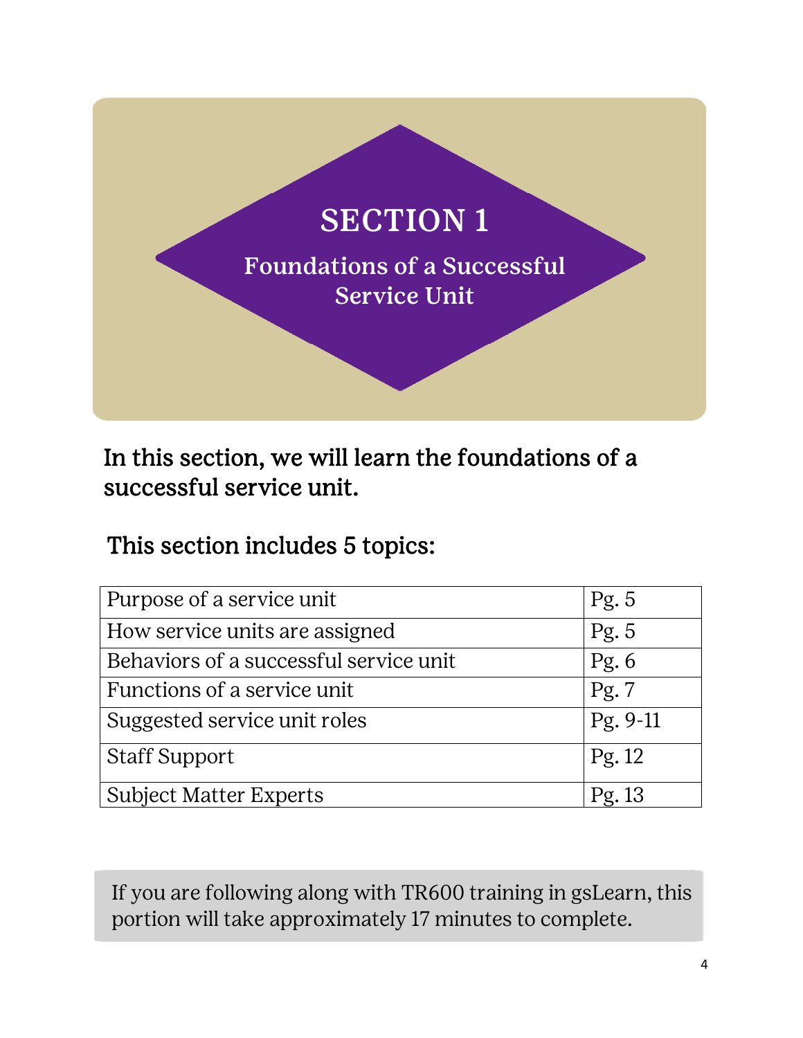# SECTION 1

## Foundations of a Successful Service Unit

**In this section, we will learn the foundations of a successful service unit.**

**This section includes 5 topics:**

| Topic | Page |
|---|---|
| Purpose of a service unit | Pg. 5 |
| How service units are assigned | Pg. 5 |
| Behaviors of a successful service unit | Pg. 6 |
| Functions of a service unit | Pg. 7 |
| Suggested service unit roles | Pg. 9-11 |
| Staff Support | Pg. 12 |
| Subject Matter Experts | Pg. 13 |

If you are following along with TR600 training in gsLearn, this portion will take approximately 17 minutes to complete.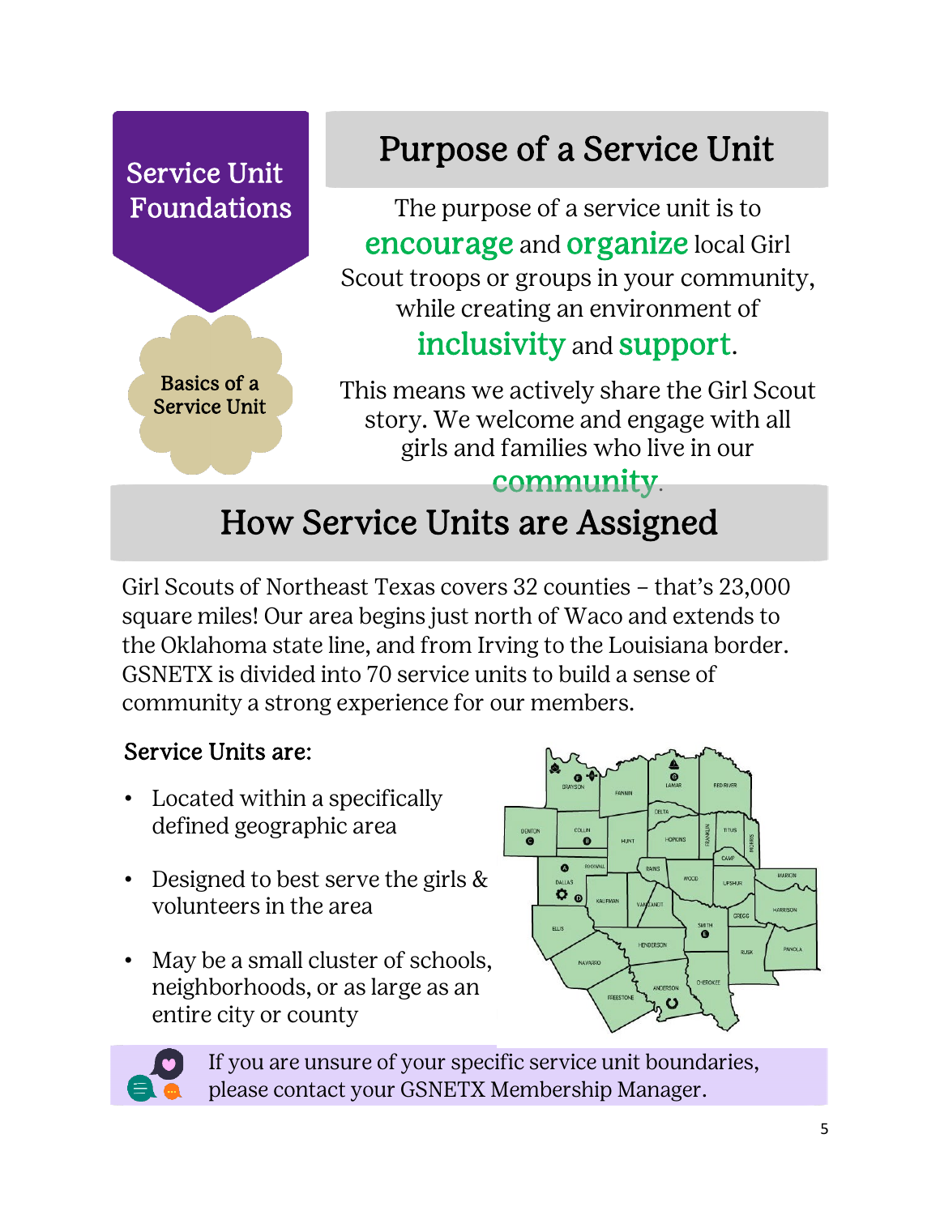Service Unit Foundations

Basics of a Service Unit

## Purpose of a Service Unit

The purpose of a service unit is to **encourage** and **organize** local Girl Scout troops or groups in your community, while creating an environment of **inclusivity** and **support**.

This means we actively share the Girl Scout story. We welcome and engage with all girls and families who live in our **community**.

## How Service Units are Assigned

Girl Scouts of Northeast Texas covers 32 counties – that's 23,000 square miles! Our area begins just north of Waco and extends to the Oklahoma state line, and from Irving to the Louisiana border. GSNETX is divided into 70 service units to build a sense of community a strong experience for our members.

### Service Units are:

- Located within a specifically defined geographic area
- Designed to best serve the girls & volunteers in the area
- May be a small cluster of schools, neighborhoods, or as large as an entire city or county

If you are unsure of your specific service unit boundaries, please contact your GSNETX Membership Manager.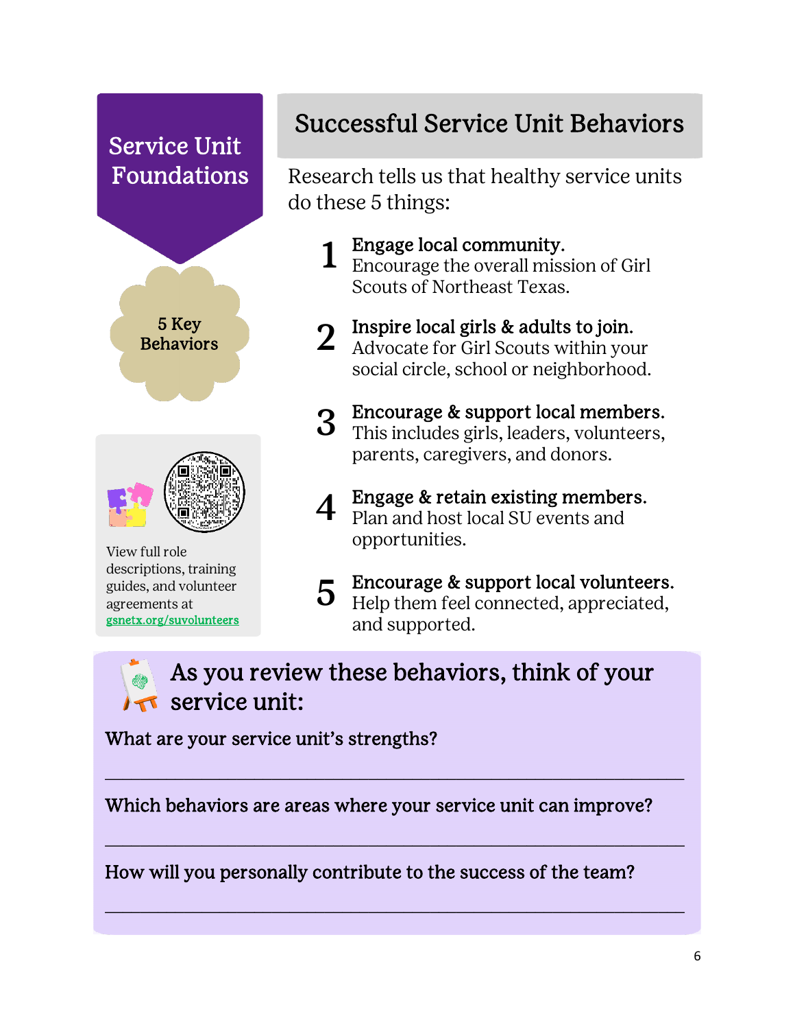## Service Unit Foundations

**5 Key Behaviors**

View full role descriptions, training guides, and volunteer agreements at gsnetx.org/suvolunteers

## Successful Service Unit Behaviors

Research tells us that healthy service units do these 5 things:

1. **Engage local community.** Encourage the overall mission of Girl Scouts of Northeast Texas.
2. **Inspire local girls & adults to join.** Advocate for Girl Scouts within your social circle, school or neighborhood.
3. **Encourage & support local members.** This includes girls, leaders, volunteers, parents, caregivers, and donors.
4. **Engage & retain existing members.** Plan and host local SU events and opportunities.
5. **Encourage & support local volunteers.** Help them feel connected, appreciated, and supported.

### As you review these behaviors, think of your service unit:

**What are your service unit's strengths?**

_______________________________________________

**Which behaviors are areas where your service unit can improve?**

_______________________________________________

**How will you personally contribute to the success of the team?**

_______________________________________________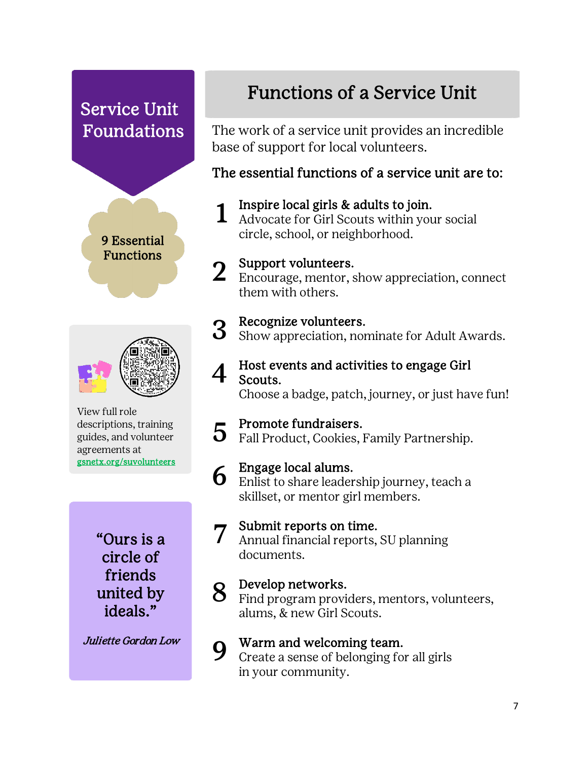# Service Unit Foundations

**9 Essential Functions**

View full role descriptions, training guides, and volunteer agreements at gsnetx.org/suvolunteers

> "Ours is a circle of friends united by ideals."
>
> *Juliette Gordon Low*

## Functions of a Service Unit

The work of a service unit provides an incredible base of support for local volunteers.

**The essential functions of a service unit are to:**

1. **Inspire local girls & adults to join.**
   Advocate for Girl Scouts within your social circle, school, or neighborhood.
2. **Support volunteers.**
   Encourage, mentor, show appreciation, connect them with others.
3. **Recognize volunteers.**
   Show appreciation, nominate for Adult Awards.
4. **Host events and activities to engage Girl Scouts.**
   Choose a badge, patch, journey, or just have fun!
5. **Promote fundraisers.**
   Fall Product, Cookies, Family Partnership.
6. **Engage local alums.**
   Enlist to share leadership journey, teach a skillset, or mentor girl members.
7. **Submit reports on time.**
   Annual financial reports, SU planning documents.
8. **Develop networks.**
   Find program providers, mentors, volunteers, alums, & new Girl Scouts.
9. **Warm and welcoming team.**
   Create a sense of belonging for all girls in your community.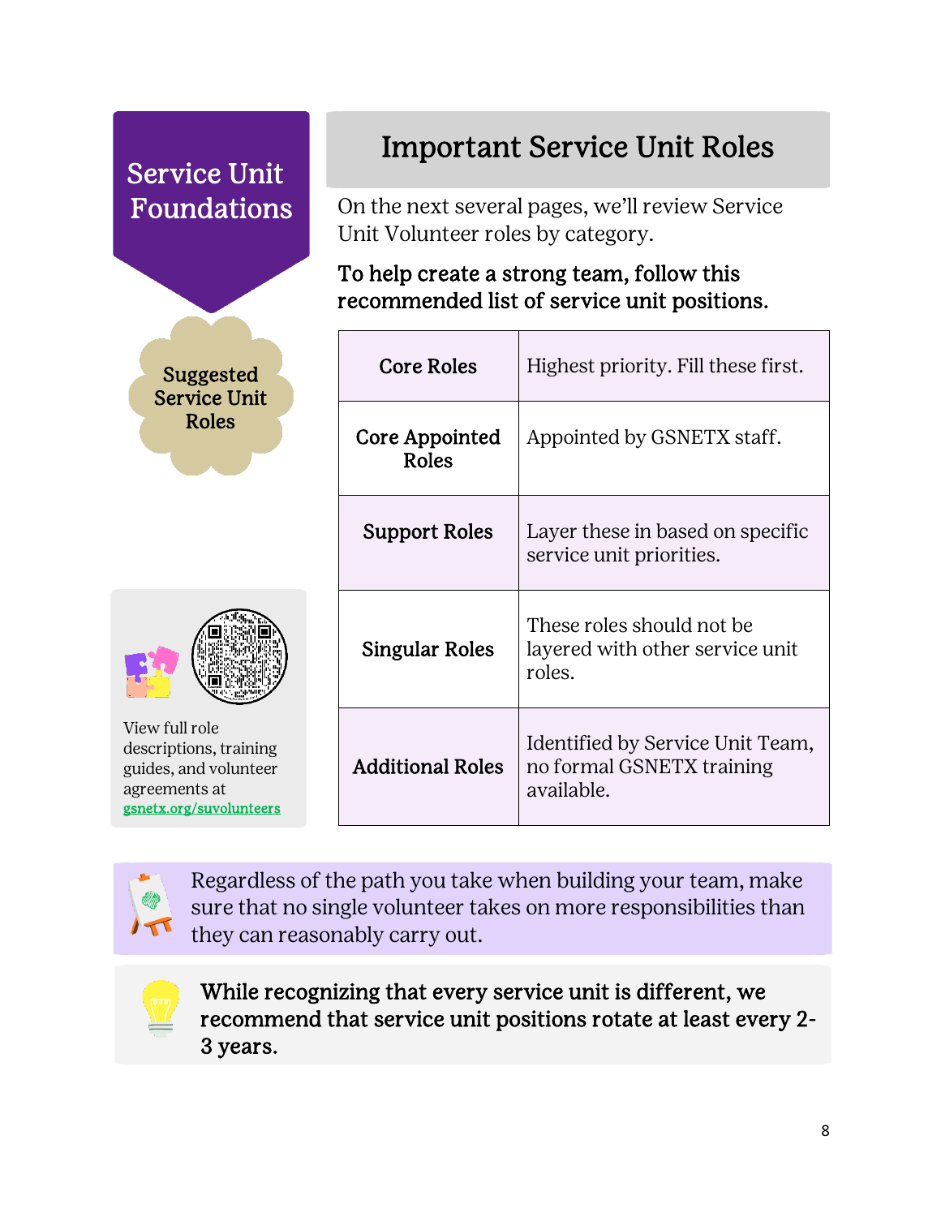# Service Unit Foundations

### Suggested Service Unit Roles

## Important Service Unit Roles

On the next several pages, we'll review Service Unit Volunteer roles by category.

**To help create a strong team, follow this recommended list of service unit positions.**

| Role Category | Description |
|---|---|
| **Core Roles** | Highest priority. Fill these first. |
| **Core Appointed Roles** | Appointed by GSNETX staff. |
| **Support Roles** | Layer these in based on specific service unit priorities. |
| **Singular Roles** | These roles should not be layered with other service unit roles. |
| **Additional Roles** | Identified by Service Unit Team, no formal GSNETX training available. |

View full role descriptions, training guides, and volunteer agreements at [gsnetx.org/suvolunteers](gsnetx.org/suvolunteers)

Regardless of the path you take when building your team, make sure that no single volunteer takes on more responsibilities than they can reasonably carry out.

**While recognizing that every service unit is different, we recommend that service unit positions rotate at least every 2-3 years.**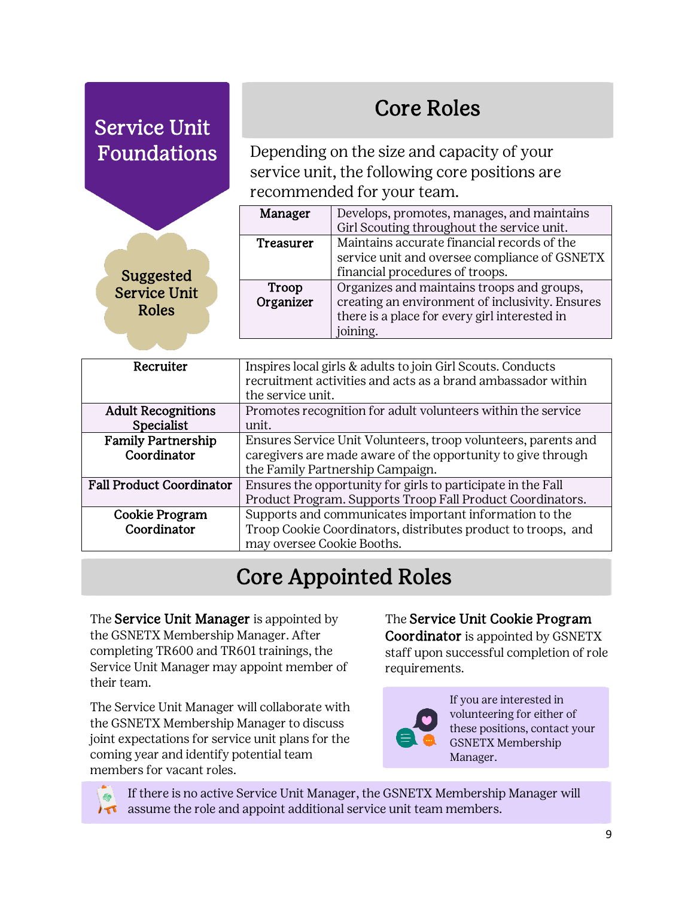# Service Unit Foundations

## Suggested Service Unit Roles

## Core Roles

Depending on the size and capacity of your service unit, the following core positions are recommended for your team.

| Role | Description |
|---|---|
| **Manager** | Develops, promotes, manages, and maintains Girl Scouting throughout the service unit. |
| **Treasurer** | Maintains accurate financial records of the service unit and oversee compliance of GSNETX financial procedures of troops. |
| **Troop Organizer** | Organizes and maintains troops and groups, creating an environment of inclusivity. Ensures there is a place for every girl interested in joining. |
| **Recruiter** | Inspires local girls & adults to join Girl Scouts. Conducts recruitment activities and acts as a brand ambassador within the service unit. |
| **Adult Recognitions Specialist** | Promotes recognition for adult volunteers within the service unit. |
| **Family Partnership Coordinator** | Ensures Service Unit Volunteers, troop volunteers, parents and caregivers are made aware of the opportunity to give through the Family Partnership Campaign. |
| **Fall Product Coordinator** | Ensures the opportunity for girls to participate in the Fall Product Program. Supports Troop Fall Product Coordinators. |
| **Cookie Program Coordinator** | Supports and communicates important information to the Troop Cookie Coordinators, distributes product to troops, and may oversee Cookie Booths. |

## Core Appointed Roles

The **Service Unit Manager** is appointed by the GSNETX Membership Manager. After completing TR600 and TR601 trainings, the Service Unit Manager may appoint member of their team.

The Service Unit Manager will collaborate with the GSNETX Membership Manager to discuss joint expectations for service unit plans for the coming year and identify potential team members for vacant roles.

The **Service Unit Cookie Program Coordinator** is appointed by GSNETX staff upon successful completion of role requirements.

If you are interested in volunteering for either of these positions, contact your GSNETX Membership Manager.

If there is no active Service Unit Manager, the GSNETX Membership Manager will assume the role and appoint additional service unit team members.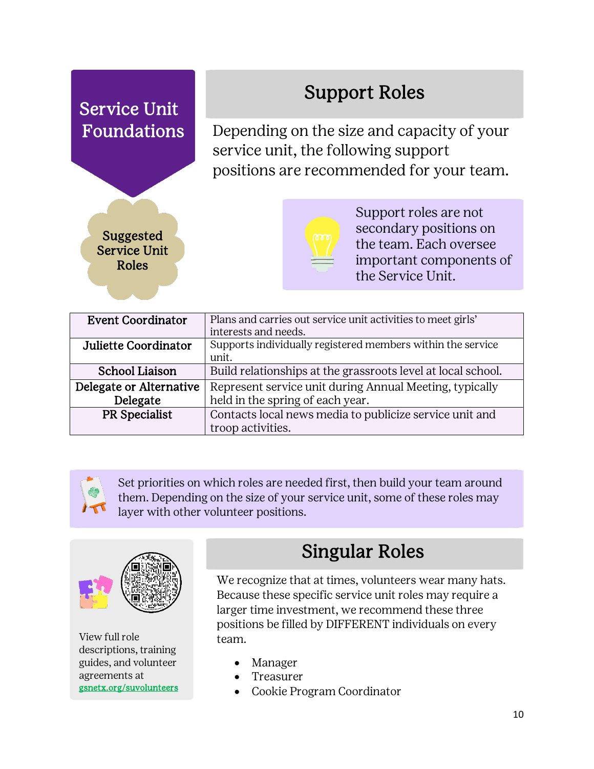## Service Unit Foundations

# Support Roles

Depending on the size and capacity of your service unit, the following support positions are recommended for your team.

**Suggested Service Unit Roles**

Support roles are not secondary positions on the team. Each oversee important components of the Service Unit.

| Role | Description |
|---|---|
| **Event Coordinator** | Plans and carries out service unit activities to meet girls' interests and needs. |
| **Juliette Coordinator** | Supports individually registered members within the service unit. |
| **School Liaison** | Build relationships at the grassroots level at local school. |
| **Delegate or Alternative Delegate** | Represent service unit during Annual Meeting, typically held in the spring of each year. |
| **PR Specialist** | Contacts local news media to publicize service unit and troop activities. |

Set priorities on which roles are needed first, then build your team around them. Depending on the size of your service unit, some of these roles may layer with other volunteer positions.

View full role descriptions, training guides, and volunteer agreements at gsnetx.org/suvolunteers

# Singular Roles

We recognize that at times, volunteers wear many hats. Because these specific service unit roles may require a larger time investment, we recommend these three positions be filled by DIFFERENT individuals on every team.

- Manager
- Treasurer
- Cookie Program Coordinator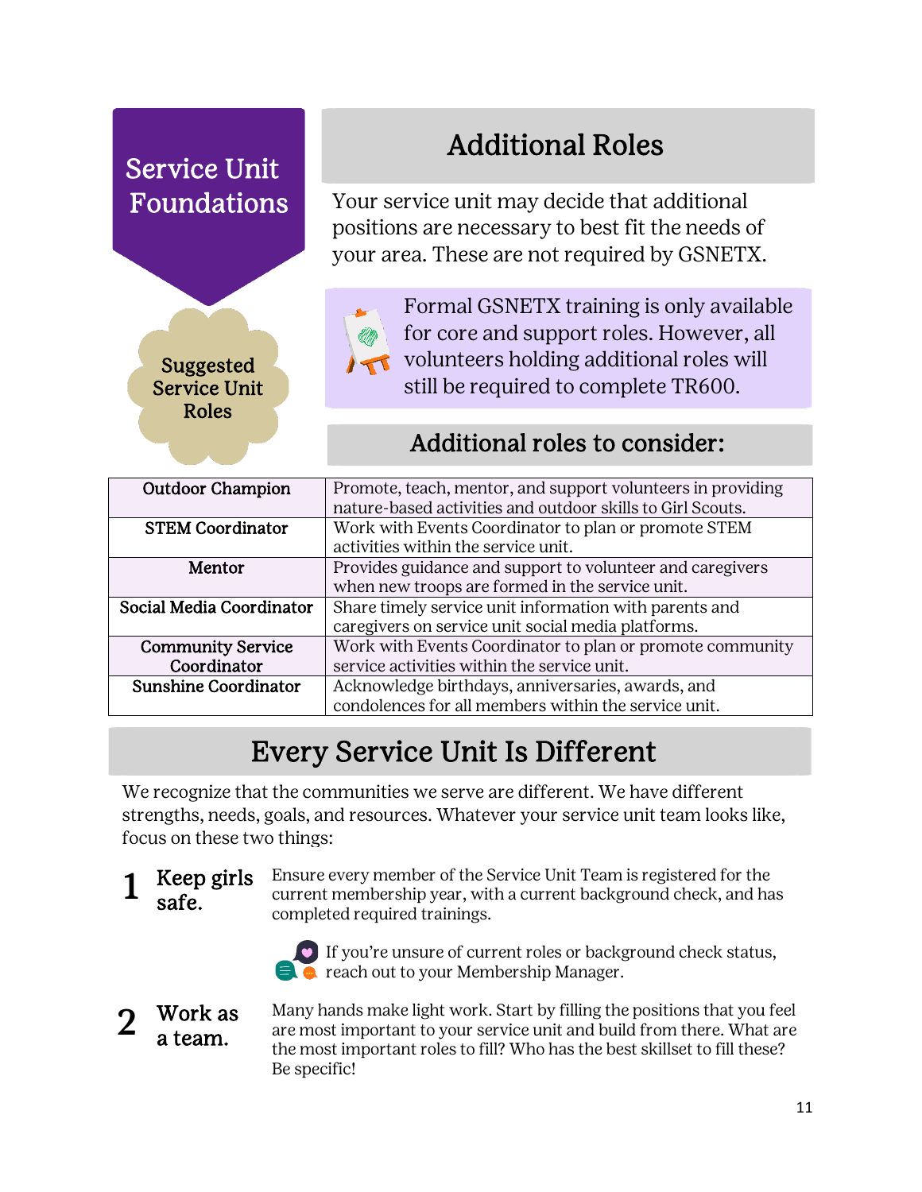# Service Unit Foundations

**Suggested Service Unit Roles**

## Additional Roles

Your service unit may decide that additional positions are necessary to best fit the needs of your area. These are not required by GSNETX.

Formal GSNETX training is only available for core and support roles. However, all volunteers holding additional roles will still be required to complete TR600.

### Additional roles to consider:

| Role | Description |
|---|---|
| **Outdoor Champion** | Promote, teach, mentor, and support volunteers in providing nature-based activities and outdoor skills to Girl Scouts. |
| **STEM Coordinator** | Work with Events Coordinator to plan or promote STEM activities within the service unit. |
| **Mentor** | Provides guidance and support to volunteer and caregivers when new troops are formed in the service unit. |
| **Social Media Coordinator** | Share timely service unit information with parents and caregivers on service unit social media platforms. |
| **Community Service Coordinator** | Work with Events Coordinator to plan or promote community service activities within the service unit. |
| **Sunshine Coordinator** | Acknowledge birthdays, anniversaries, awards, and condolences for all members within the service unit. |

## Every Service Unit Is Different

We recognize that the communities we serve are different. We have different strengths, needs, goals, and resources. Whatever your service unit team looks like, focus on these two things:

**1 Keep girls safe.** Ensure every member of the Service Unit Team is registered for the current membership year, with a current background check, and has completed required trainings.

If you're unsure of current roles or background check status, reach out to your Membership Manager.

**2 Work as a team.** Many hands make light work. Start by filling the positions that you feel are most important to your service unit and build from there. What are the most important roles to fill? Who has the best skillset to fill these? Be specific!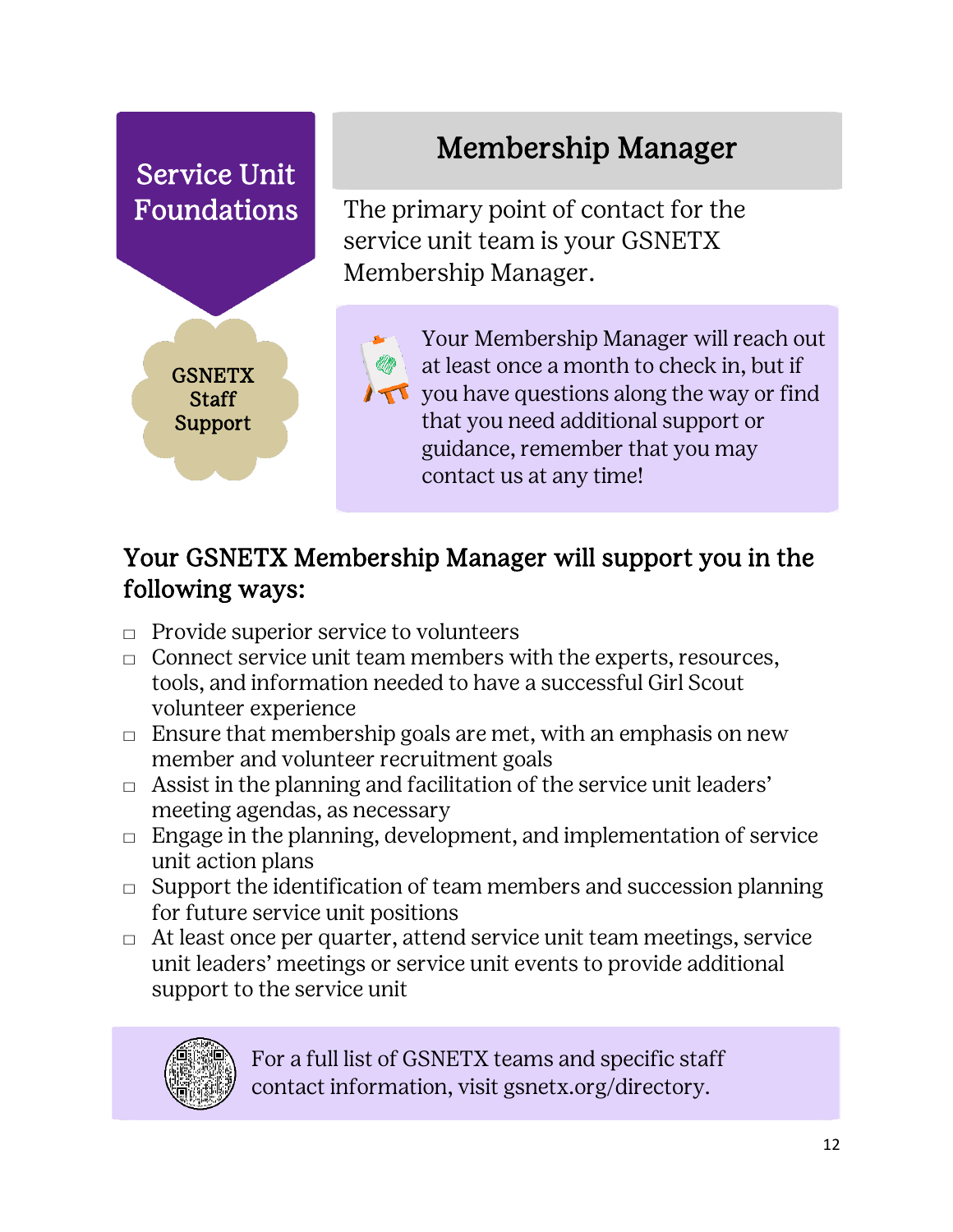Service Unit Foundations

GSNETX Staff Support

# Membership Manager

The primary point of contact for the service unit team is your GSNETX Membership Manager.

Your Membership Manager will reach out at least once a month to check in, but if you have questions along the way or find that you need additional support or guidance, remember that you may contact us at any time!

## Your GSNETX Membership Manager will support you in the following ways:

- Provide superior service to volunteers
- Connect service unit team members with the experts, resources, tools, and information needed to have a successful Girl Scout volunteer experience
- Ensure that membership goals are met, with an emphasis on new member and volunteer recruitment goals
- Assist in the planning and facilitation of the service unit leaders' meeting agendas, as necessary
- Engage in the planning, development, and implementation of service unit action plans
- Support the identification of team members and succession planning for future service unit positions
- At least once per quarter, attend service unit team meetings, service unit leaders' meetings or service unit events to provide additional support to the service unit

For a full list of GSNETX teams and specific staff contact information, visit gsnetx.org/directory.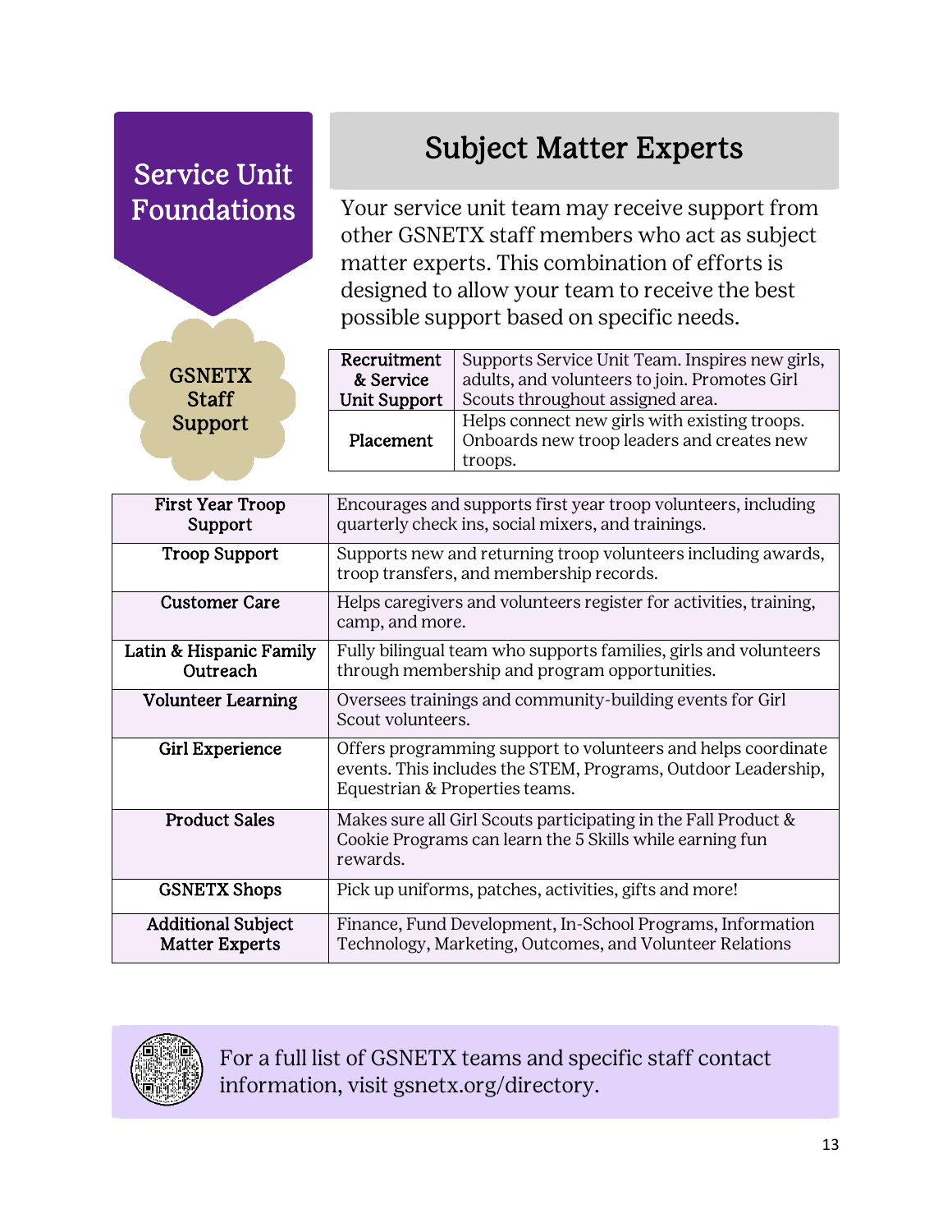## Service Unit Foundations

# Subject Matter Experts

**GSNETX Staff Support**

Your service unit team may receive support from other GSNETX staff members who act as subject matter experts. This combination of efforts is designed to allow your team to receive the best possible support based on specific needs.

| Team | Description |
|---|---|
| **Recruitment & Service Unit Support** | Supports Service Unit Team. Inspires new girls, adults, and volunteers to join. Promotes Girl Scouts throughout assigned area. |
| **Placement** | Helps connect new girls with existing troops. Onboards new troop leaders and creates new troops. |
| **First Year Troop Support** | Encourages and supports first year troop volunteers, including quarterly check ins, social mixers, and trainings. |
| **Troop Support** | Supports new and returning troop volunteers including awards, troop transfers, and membership records. |
| **Customer Care** | Helps caregivers and volunteers register for activities, training, camp, and more. |
| **Latin & Hispanic Family Outreach** | Fully bilingual team who supports families, girls and volunteers through membership and program opportunities. |
| **Volunteer Learning** | Oversees trainings and community-building events for Girl Scout volunteers. |
| **Girl Experience** | Offers programming support to volunteers and helps coordinate events. This includes the STEM, Programs, Outdoor Leadership, Equestrian & Properties teams. |
| **Product Sales** | Makes sure all Girl Scouts participating in the Fall Product & Cookie Programs can learn the 5 Skills while earning fun rewards. |
| **GSNETX Shops** | Pick up uniforms, patches, activities, gifts and more! |
| **Additional Subject Matter Experts** | Finance, Fund Development, In-School Programs, Information Technology, Marketing, Outcomes, and Volunteer Relations |

For a full list of GSNETX teams and specific staff contact information, visit gsnetx.org/directory.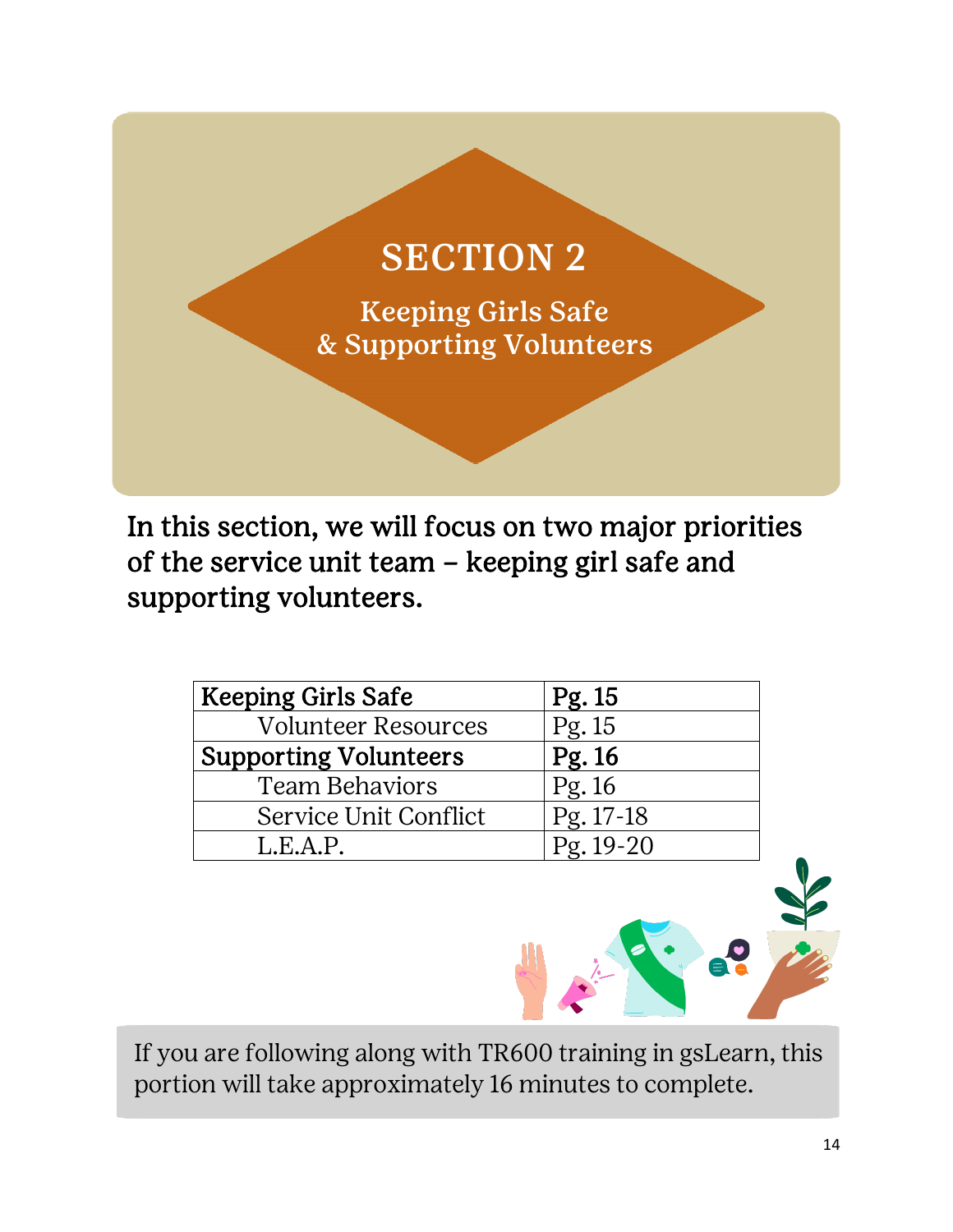# SECTION 2

## Keeping Girls Safe & Supporting Volunteers

**In this section, we will focus on two major priorities of the service unit team – keeping girl safe and supporting volunteers.**

| **Keeping Girls Safe** | **Pg. 15** |
|---|---|
| Volunteer Resources | Pg. 15 |
| **Supporting Volunteers** | **Pg. 16** |
| Team Behaviors | Pg. 16 |
| Service Unit Conflict | Pg. 17-18 |
| L.E.A.P. | Pg. 19-20 |

If you are following along with TR600 training in gsLearn, this portion will take approximately 16 minutes to complete.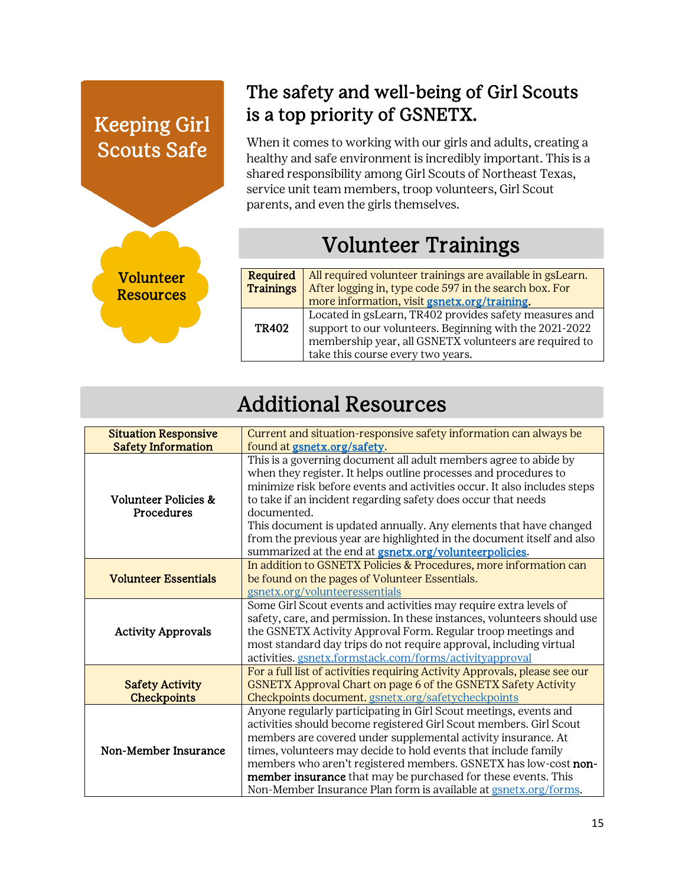# Keeping Girl Scouts Safe

**Volunteer Resources**

## The safety and well-being of Girl Scouts is a top priority of GSNETX.

When it comes to working with our girls and adults, creating a healthy and safe environment is incredibly important. This is a shared responsibility among Girl Scouts of Northeast Texas, service unit team members, troop volunteers, Girl Scout parents, and even the girls themselves.

## Volunteer Trainings

| | |
|---|---|
| **Required Trainings** | All required volunteer trainings are available in gsLearn. After logging in, type code 597 in the search box. For more information, visit **gsnetx.org/training**. |
| **TR402** | Located in gsLearn, TR402 provides safety measures and support to our volunteers. Beginning with the 2021-2022 membership year, all GSNETX volunteers are required to take this course every two years. |

## Additional Resources

| | |
|---|---|
| **Situation Responsive Safety Information** | Current and situation-responsive safety information can always be found at **gsnetx.org/safety**. |
| **Volunteer Policies & Procedures** | This is a governing document all adult members agree to abide by when they register. It helps outline processes and procedures to minimize risk before events and activities occur. It also includes steps to take if an incident regarding safety does occur that needs documented.<br>This document is updated annually. Any elements that have changed from the previous year are highlighted in the document itself and also summarized at the end at **gsnetx.org/volunteerpolicies**. |
| **Volunteer Essentials** | In addition to GSNETX Policies & Procedures, more information can be found on the pages of Volunteer Essentials. gsnetx.org/volunteeressentials |
| **Activity Approvals** | Some Girl Scout events and activities may require extra levels of safety, care, and permission. In these instances, volunteers should use the GSNETX Activity Approval Form. Regular troop meetings and most standard day trips do not require approval, including virtual activities. gsnetx.formstack.com/forms/activityapproval |
| **Safety Activity Checkpoints** | For a full list of activities requiring Activity Approvals, please see our GSNETX Approval Chart on page 6 of the GSNETX Safety Activity Checkpoints document. gsnetx.org/safetycheckpoints |
| **Non-Member Insurance** | Anyone regularly participating in Girl Scout meetings, events and activities should become registered Girl Scout members. Girl Scout members are covered under supplemental activity insurance. At times, volunteers may decide to hold events that include family members who aren't registered members. GSNETX has low-cost **non-member insurance** that may be purchased for these events. This Non-Member Insurance Plan form is available at gsnetx.org/forms. |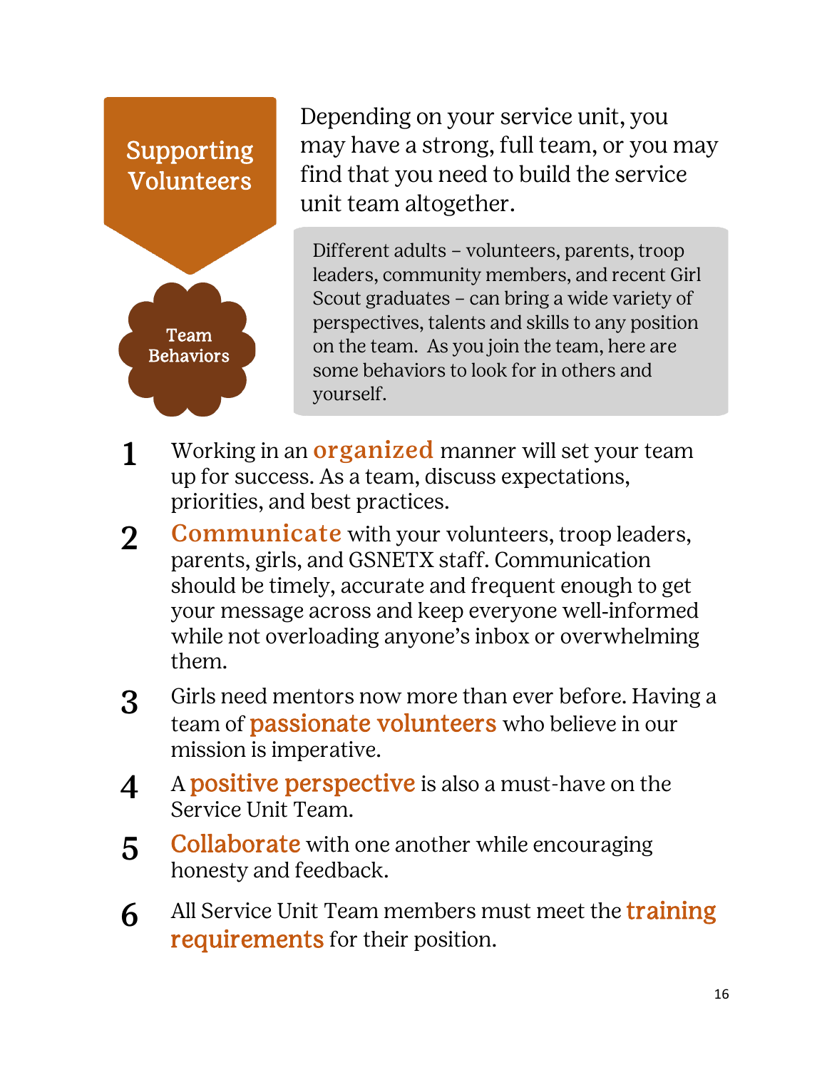## Supporting Volunteers

Depending on your service unit, you may have a strong, full team, or you may find that you need to build the service unit team altogether.

### Team Behaviors

Different adults – volunteers, parents, troop leaders, community members, and recent Girl Scout graduates – can bring a wide variety of perspectives, talents and skills to any position on the team. As you join the team, here are some behaviors to look for in others and yourself.

1. Working in an **organized** manner will set your team up for success. As a team, discuss expectations, priorities, and best practices.
2. **Communicate** with your volunteers, troop leaders, parents, girls, and GSNETX staff. Communication should be timely, accurate and frequent enough to get your message across and keep everyone well-informed while not overloading anyone's inbox or overwhelming them.
3. Girls need mentors now more than ever before. Having a team of **passionate volunteers** who believe in our mission is imperative.
4. A **positive perspective** is also a must-have on the Service Unit Team.
5. **Collaborate** with one another while encouraging honesty and feedback.
6. All Service Unit Team members must meet the **training requirements** for their position.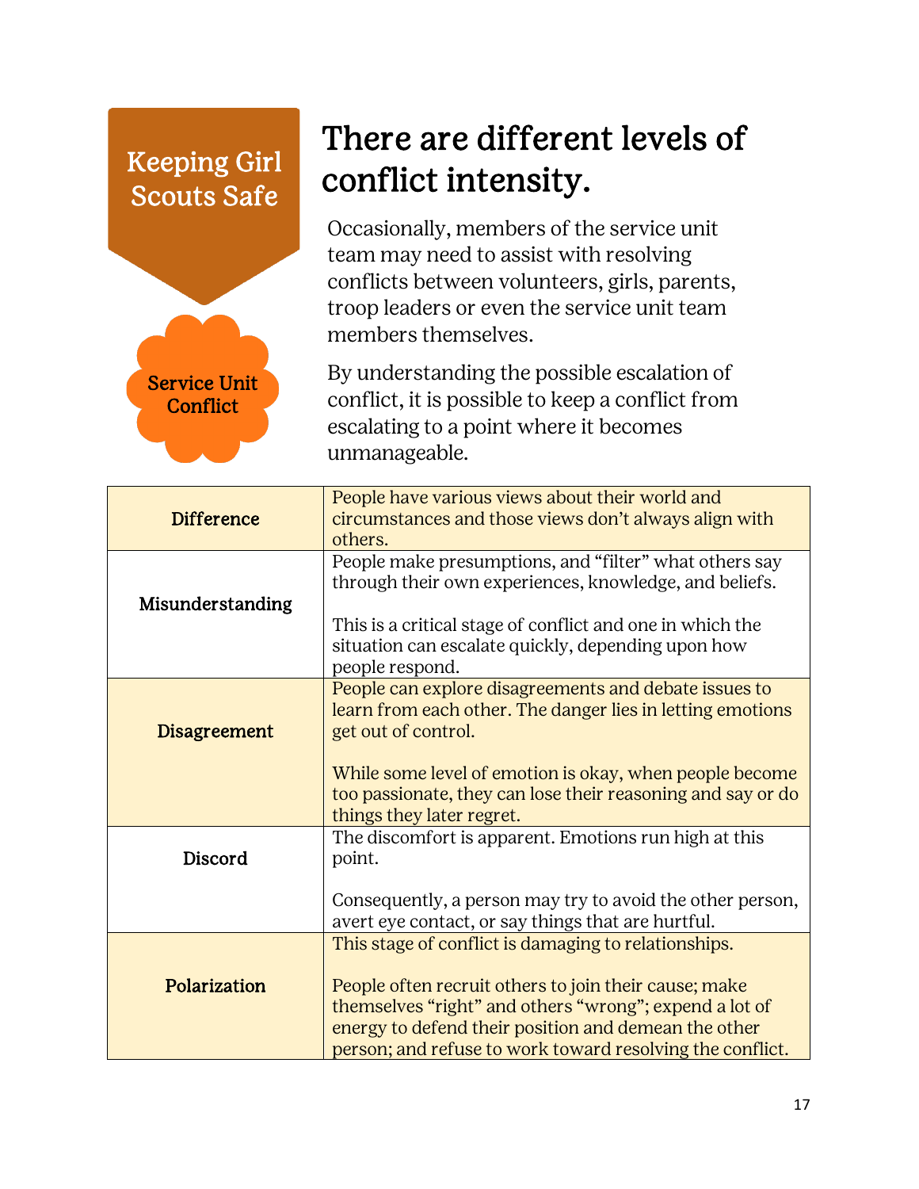Keeping Girl Scouts Safe

Service Unit Conflict

# There are different levels of conflict intensity.

Occasionally, members of the service unit team may need to assist with resolving conflicts between volunteers, girls, parents, troop leaders or even the service unit team members themselves.

By understanding the possible escalation of conflict, it is possible to keep a conflict from escalating to a point where it becomes unmanageable.

| | |
|---|---|
| **Difference** | People have various views about their world and circumstances and those views don't always align with others. |
| **Misunderstanding** | People make presumptions, and "filter" what others say through their own experiences, knowledge, and beliefs.<br><br>This is a critical stage of conflict and one in which the situation can escalate quickly, depending upon how people respond. |
| **Disagreement** | People can explore disagreements and debate issues to learn from each other. The danger lies in letting emotions get out of control.<br><br>While some level of emotion is okay, when people become too passionate, they can lose their reasoning and say or do things they later regret. |
| **Discord** | The discomfort is apparent. Emotions run high at this point.<br><br>Consequently, a person may try to avoid the other person, avert eye contact, or say things that are hurtful. |
| **Polarization** | This stage of conflict is damaging to relationships.<br><br>People often recruit others to join their cause; make themselves "right" and others "wrong"; expend a lot of energy to defend their position and demean the other person; and refuse to work toward resolving the conflict. |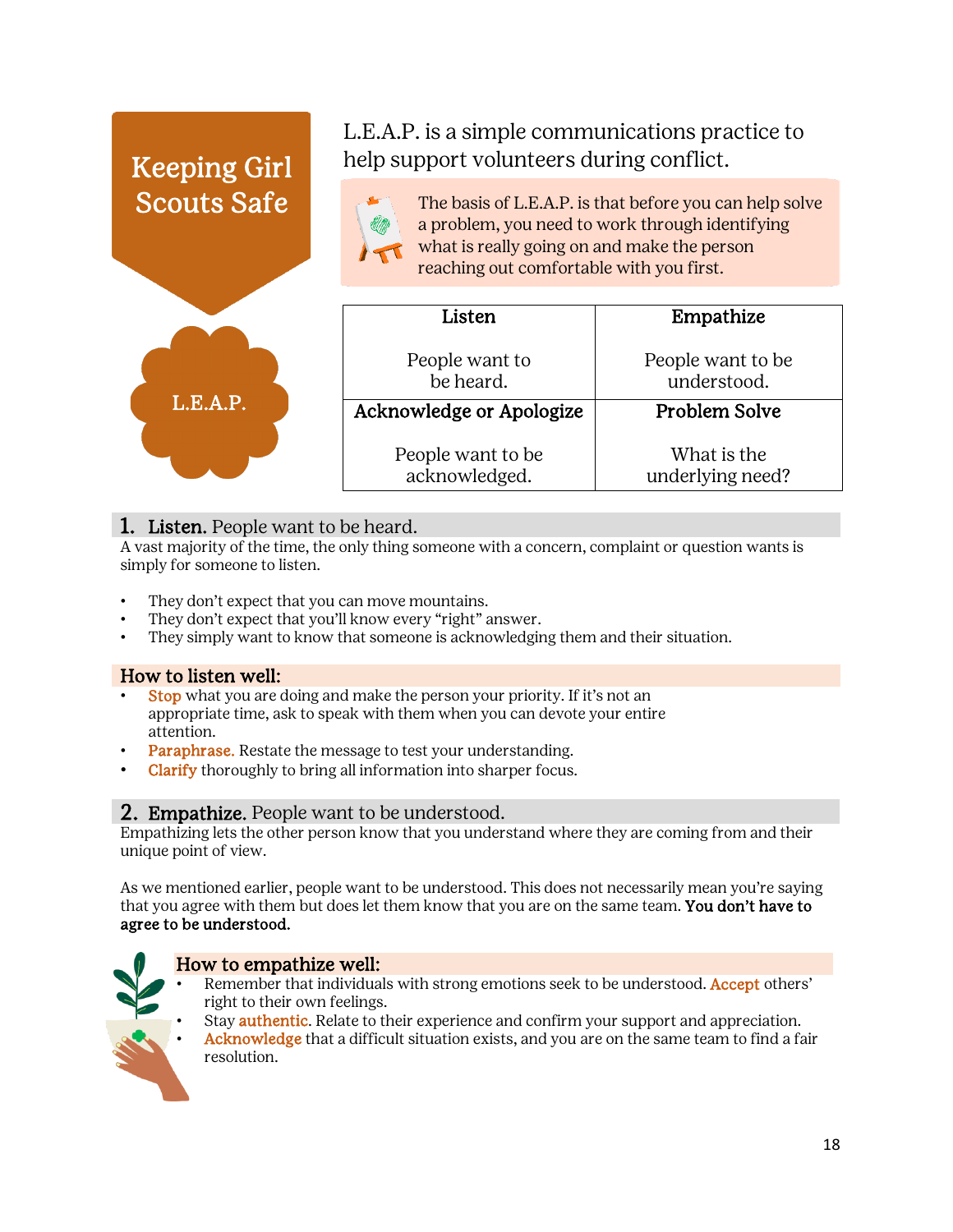# Keeping Girl Scouts Safe

## L.E.A.P.

L.E.A.P. is a simple communications practice to help support volunteers during conflict.

The basis of L.E.A.P. is that before you can help solve a problem, you need to work through identifying what is really going on and make the person reaching out comfortable with you first.

| Listen | Empathize |
|---|---|
| People want to be heard. | People want to be understood. |
| **Acknowledge or Apologize** | **Problem Solve** |
| People want to be acknowledged. | What is the underlying need? |

### 1. Listen. People want to be heard.

A vast majority of the time, the only thing someone with a concern, complaint or question wants is simply for someone to listen.

- They don't expect that you can move mountains.
- They don't expect that you'll know every "right" answer.
- They simply want to know that someone is acknowledging them and their situation.

#### How to listen well:

- **Stop** what you are doing and make the person your priority. If it's not an appropriate time, ask to speak with them when you can devote your entire attention.
- **Paraphrase.** Restate the message to test your understanding.
- **Clarify** thoroughly to bring all information into sharper focus.

### 2. Empathize. People want to be understood.

Empathizing lets the other person know that you understand where they are coming from and their unique point of view.

As we mentioned earlier, people want to be understood. This does not necessarily mean you're saying that you agree with them but does let them know that you are on the same team. **You don't have to agree to be understood.**

#### How to empathize well:

- Remember that individuals with strong emotions seek to be understood. **Accept** others' right to their own feelings.
- Stay **authentic**. Relate to their experience and confirm your support and appreciation.
- **Acknowledge** that a difficult situation exists, and you are on the same team to find a fair resolution.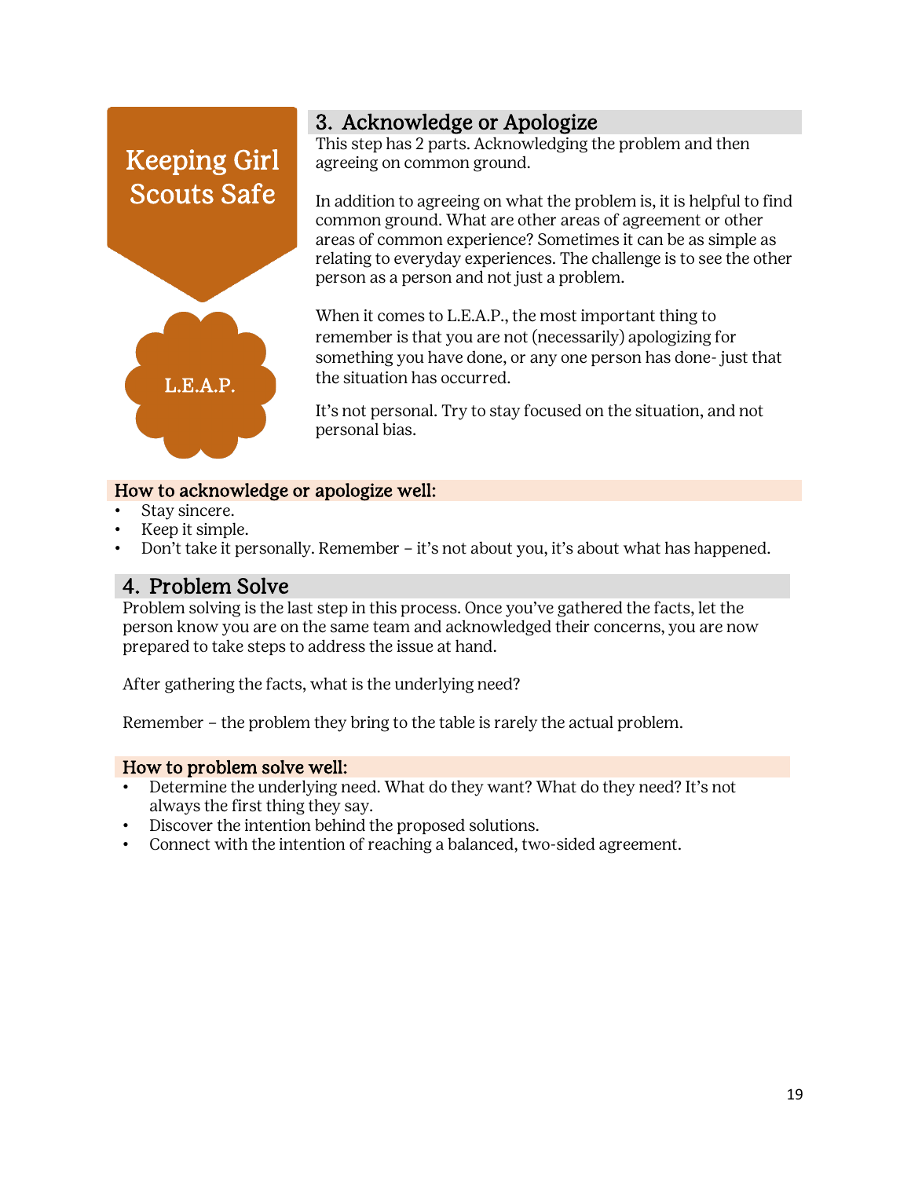Keeping Girl Scouts Safe

L.E.A.P.

## 3. Acknowledge or Apologize

This step has 2 parts. Acknowledging the problem and then agreeing on common ground.

In addition to agreeing on what the problem is, it is helpful to find common ground. What are other areas of agreement or other areas of common experience? Sometimes it can be as simple as relating to everyday experiences. The challenge is to see the other person as a person and not just a problem.

When it comes to L.E.A.P., the most important thing to remember is that you are not (necessarily) apologizing for something you have done, or any one person has done- just that the situation has occurred.

It's not personal. Try to stay focused on the situation, and not personal bias.

### How to acknowledge or apologize well:

- Stay sincere.
- Keep it simple.
- Don't take it personally. Remember – it's not about you, it's about what has happened.

## 4. Problem Solve

Problem solving is the last step in this process. Once you've gathered the facts, let the person know you are on the same team and acknowledged their concerns, you are now prepared to take steps to address the issue at hand.

After gathering the facts, what is the underlying need?

Remember – the problem they bring to the table is rarely the actual problem.

### How to problem solve well:

- Determine the underlying need. What do they want? What do they need? It's not always the first thing they say.
- Discover the intention behind the proposed solutions.
- Connect with the intention of reaching a balanced, two-sided agreement.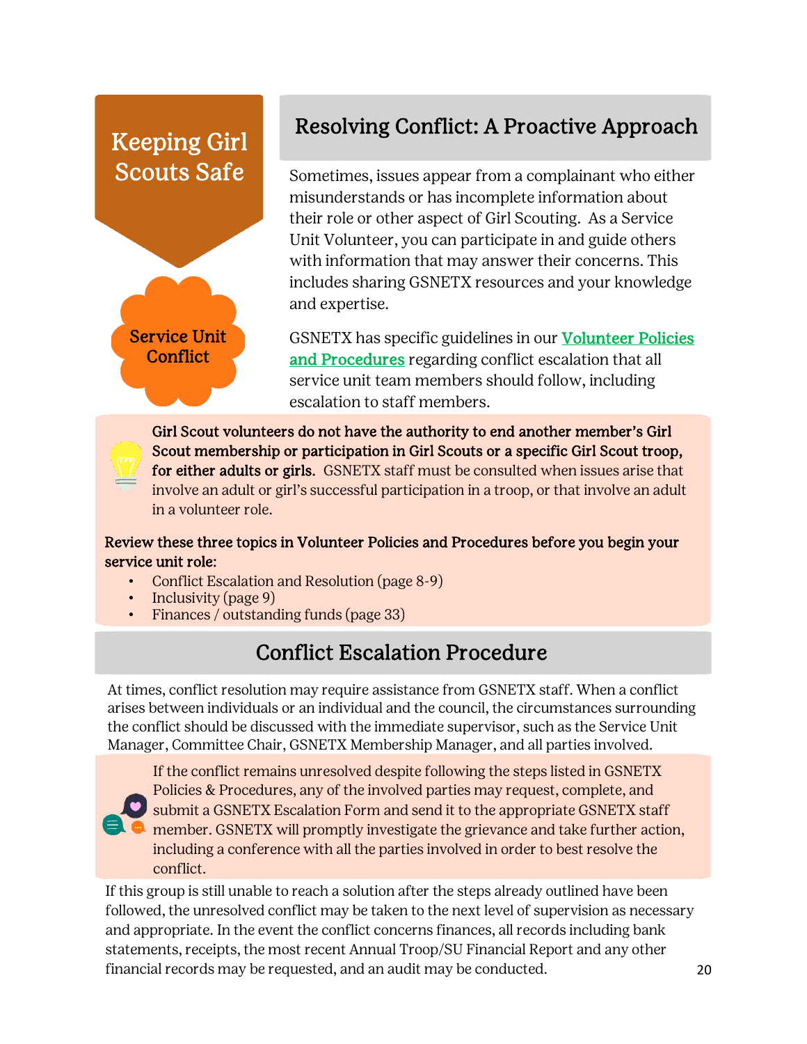# Keeping Girl Scouts Safe

**Service Unit Conflict**

## Resolving Conflict: A Proactive Approach

Sometimes, issues appear from a complainant who either misunderstands or has incomplete information about their role or other aspect of Girl Scouting. As a Service Unit Volunteer, you can participate in and guide others with information that may answer their concerns. This includes sharing GSNETX resources and your knowledge and expertise.

GSNETX has specific guidelines in our **Volunteer Policies and Procedures** regarding conflict escalation that all service unit team members should follow, including escalation to staff members.

**Girl Scout volunteers do not have the authority to end another member's Girl Scout membership or participation in Girl Scouts or a specific Girl Scout troop, for either adults or girls.** GSNETX staff must be consulted when issues arise that involve an adult or girl's successful participation in a troop, or that involve an adult in a volunteer role.

**Review these three topics in Volunteer Policies and Procedures before you begin your service unit role:**

- Conflict Escalation and Resolution (page 8-9)
- Inclusivity (page 9)
- Finances / outstanding funds (page 33)

## Conflict Escalation Procedure

At times, conflict resolution may require assistance from GSNETX staff. When a conflict arises between individuals or an individual and the council, the circumstances surrounding the conflict should be discussed with the immediate supervisor, such as the Service Unit Manager, Committee Chair, GSNETX Membership Manager, and all parties involved.

If the conflict remains unresolved despite following the steps listed in GSNETX Policies & Procedures, any of the involved parties may request, complete, and submit a GSNETX Escalation Form and send it to the appropriate GSNETX staff member. GSNETX will promptly investigate the grievance and take further action, including a conference with all the parties involved in order to best resolve the conflict.

If this group is still unable to reach a solution after the steps already outlined have been followed, the unresolved conflict may be taken to the next level of supervision as necessary and appropriate. In the event the conflict concerns finances, all records including bank statements, receipts, the most recent Annual Troop/SU Financial Report and any other financial records may be requested, and an audit may be conducted.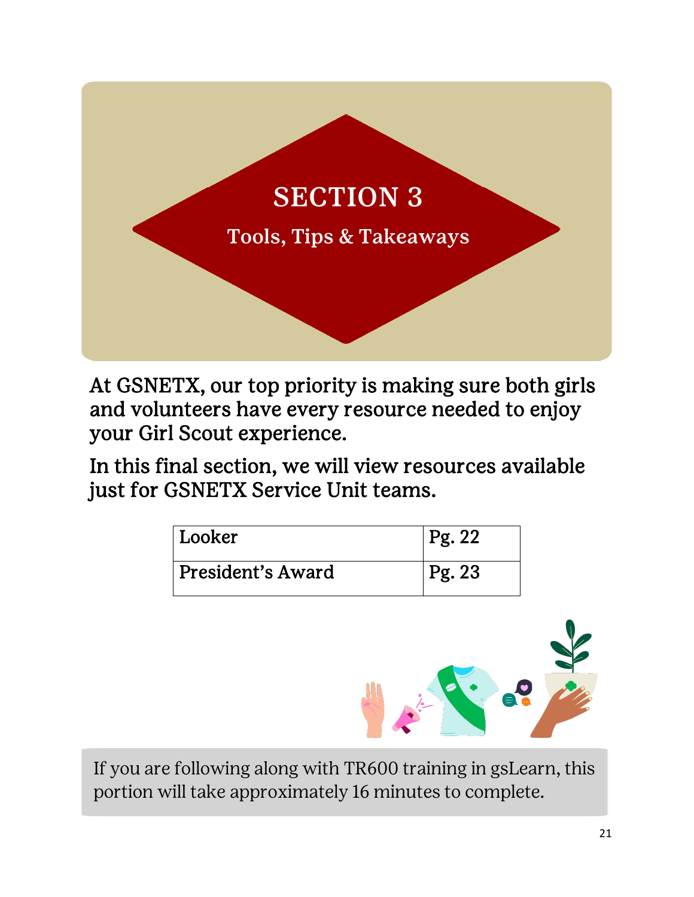# SECTION 3

## Tools, Tips & Takeaways

At GSNETX, our top priority is making sure both girls and volunteers have every resource needed to enjoy your Girl Scout experience.

In this final section, we will view resources available just for GSNETX Service Unit teams.

| Looker | Pg. 22 |
| --- | --- |
| President's Award | Pg. 23 |

If you are following along with TR600 training in gsLearn, this portion will take approximately 16 minutes to complete.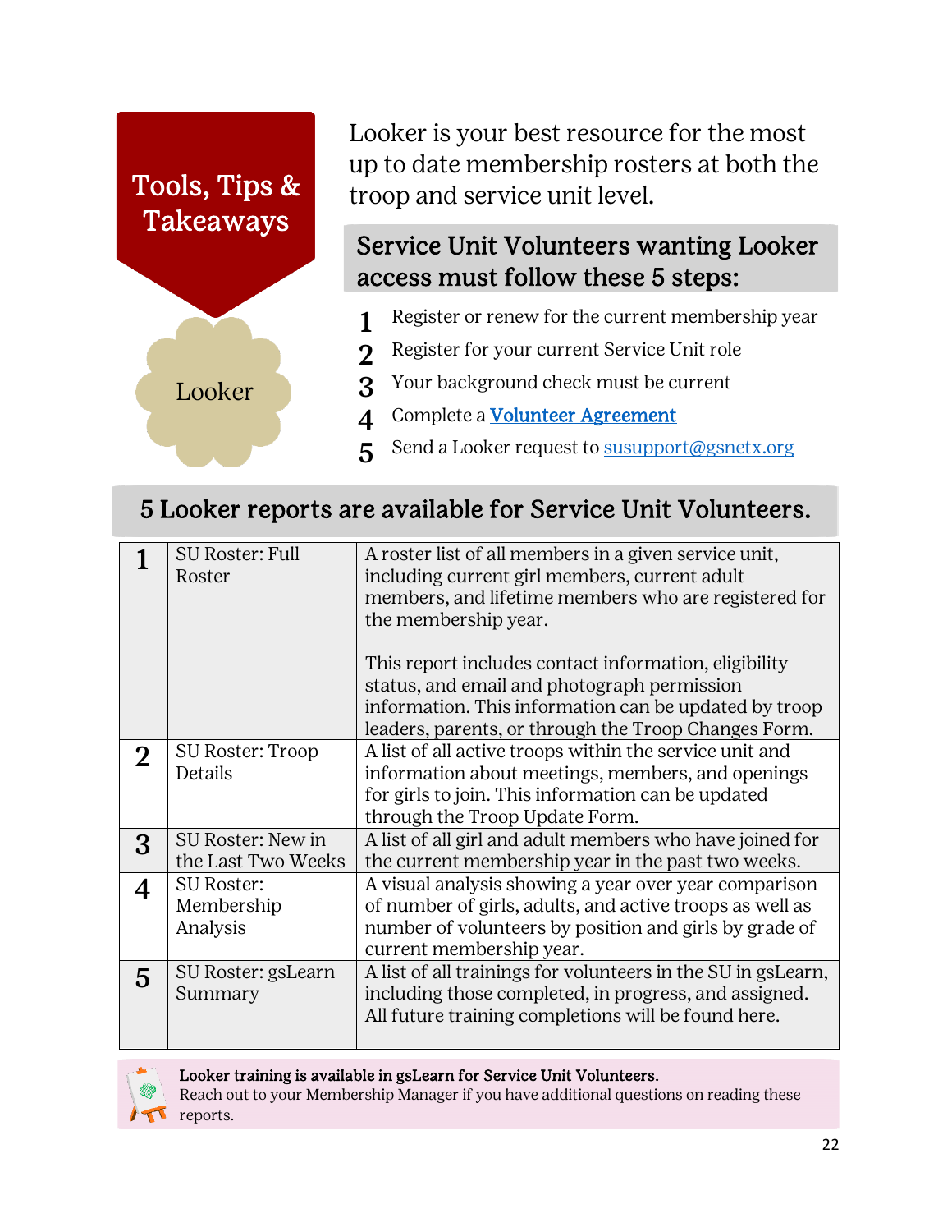## Tools, Tips & Takeaways

### Looker

Looker is your best resource for the most up to date membership rosters at both the troop and service unit level.

### Service Unit Volunteers wanting Looker access must follow these 5 steps:

1. Register or renew for the current membership year
2. Register for your current Service Unit role
3. Your background check must be current
4. Complete a **Volunteer Agreement**
5. Send a Looker request to susupport@gsnetx.org

### 5 Looker reports are available for Service Unit Volunteers.

| | | |
|---|---|---|
| 1 | SU Roster: Full Roster | A roster list of all members in a given service unit, including current girl members, current adult members, and lifetime members who are registered for the membership year.<br><br>This report includes contact information, eligibility status, and email and photograph permission information. This information can be updated by troop leaders, parents, or through the Troop Changes Form. |
| 2 | SU Roster: Troop Details | A list of all active troops within the service unit and information about meetings, members, and openings for girls to join. This information can be updated through the Troop Update Form. |
| 3 | SU Roster: New in the Last Two Weeks | A list of all girl and adult members who have joined for the current membership year in the past two weeks. |
| 4 | SU Roster: Membership Analysis | A visual analysis showing a year over year comparison of number of girls, adults, and active troops as well as number of volunteers by position and girls by grade of current membership year. |
| 5 | SU Roster: gsLearn Summary | A list of all trainings for volunteers in the SU in gsLearn, including those completed, in progress, and assigned. All future training completions will be found here. |

**Looker training is available in gsLearn for Service Unit Volunteers.**
Reach out to your Membership Manager if you have additional questions on reading these reports.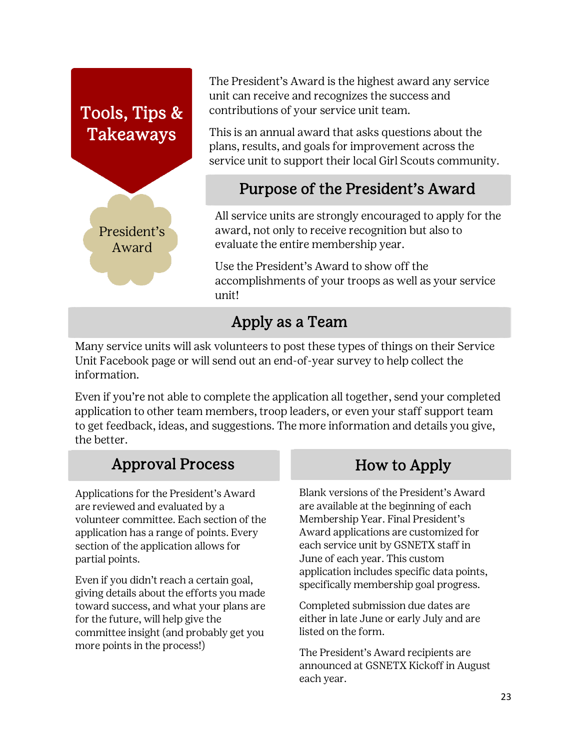# Tools, Tips & Takeaways

President's Award

The President's Award is the highest award any service unit can receive and recognizes the success and contributions of your service unit team.

This is an annual award that asks questions about the plans, results, and goals for improvement across the service unit to support their local Girl Scouts community.

## Purpose of the President's Award

All service units are strongly encouraged to apply for the award, not only to receive recognition but also to evaluate the entire membership year.

Use the President's Award to show off the accomplishments of your troops as well as your service unit!

## Apply as a Team

Many service units will ask volunteers to post these types of things on their Service Unit Facebook page or will send out an end-of-year survey to help collect the information.

Even if you're not able to complete the application all together, send your completed application to other team members, troop leaders, or even your staff support team to get feedback, ideas, and suggestions. The more information and details you give, the better.

## Approval Process

Applications for the President's Award are reviewed and evaluated by a volunteer committee. Each section of the application has a range of points. Every section of the application allows for partial points.

Even if you didn't reach a certain goal, giving details about the efforts you made toward success, and what your plans are for the future, will help give the committee insight (and probably get you more points in the process!)

## How to Apply

Blank versions of the President's Award are available at the beginning of each Membership Year. Final President's Award applications are customized for each service unit by GSNETX staff in June of each year. This custom application includes specific data points, specifically membership goal progress.

Completed submission due dates are either in late June or early July and are listed on the form.

The President's Award recipients are announced at GSNETX Kickoff in August each year.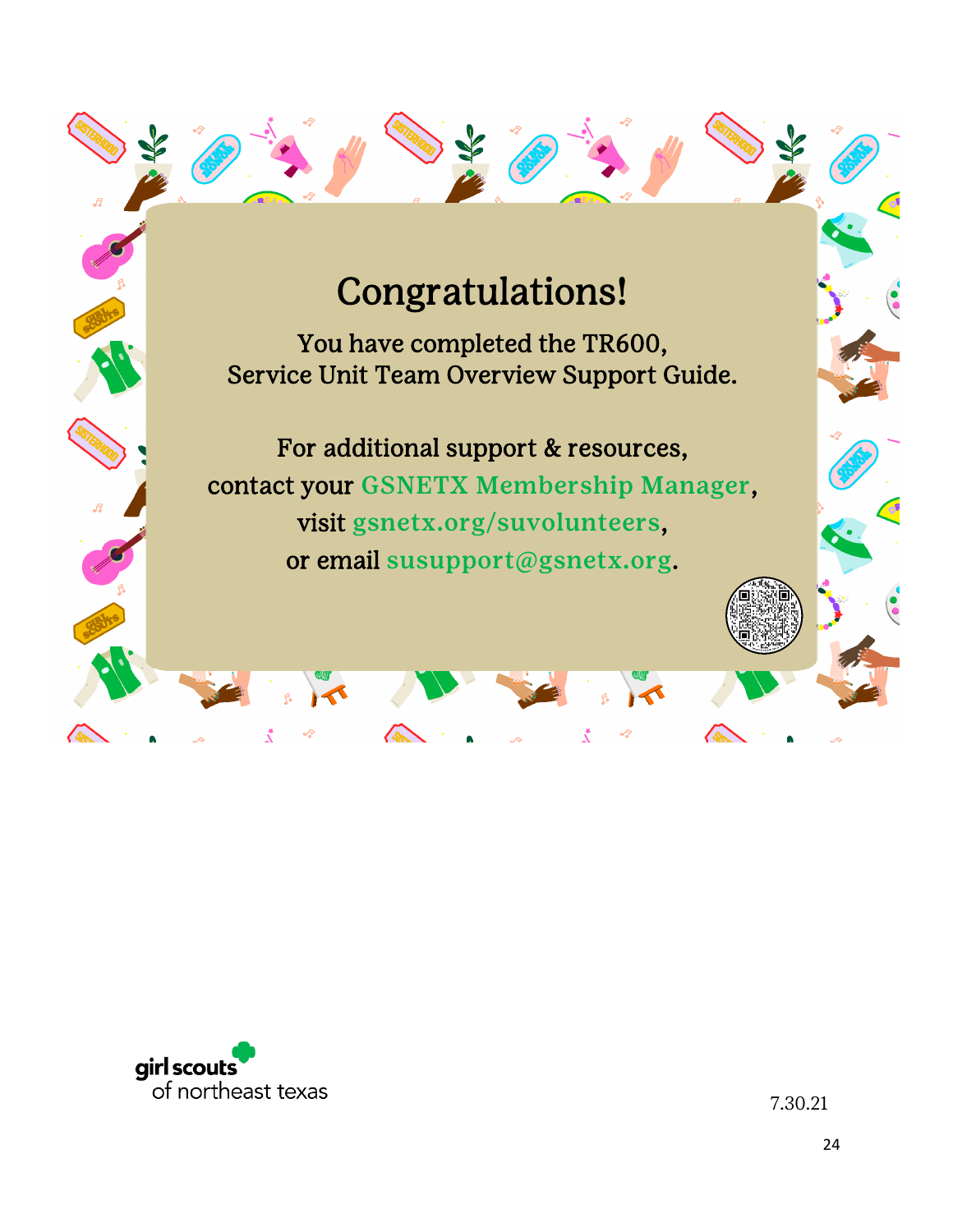# Congratulations!

You have completed the TR600,
Service Unit Team Overview Support Guide.

For additional support & resources,
contact your GSNETX Membership Manager,
visit gsnetx.org/suvolunteers,
or email susupport@gsnetx.org.

girl scouts of northeast texas

7.30.21